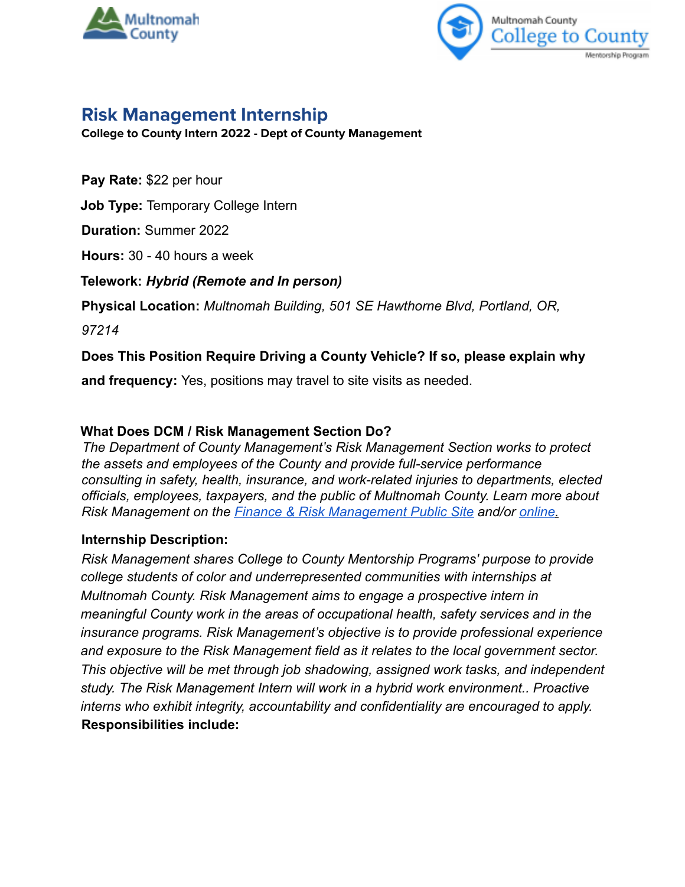# Risk Management Internship

**College to County Intern 2022 - Dept of County Management**

**Pay Rate:** $22 per hour

**Job Type:** Temporary College Intern

**Duration:** Summer 2022

**Hours:** 30 - 40 hours a week

**Telework:** ***Hybrid (Remote and In person)***

**Physical Location:** *Multnomah Building, 501 SE Hawthorne Blvd, Portland, OR, 97214*

**Does This Position Require Driving a County Vehicle? If so, please explain why and frequency:** Yes, positions may travel to site visits as needed.

### What Does DCM / Risk Management Section Do?

*The Department of County Management's Risk Management Section works to protect the assets and employees of the County and provide full-service performance consulting in safety, health, insurance, and work-related injuries to departments, elected officials, employees, taxpayers, and the public of Multnomah County. Learn more about Risk Management on the [Finance & Risk Management Public Site]() and/or [online]().*

### Internship Description:

*Risk Management shares College to County Mentorship Programs' purpose to provide college students of color and underrepresented communities with internships at Multnomah County. Risk Management aims to engage a prospective intern in meaningful County work in the areas of occupational health, safety services and in the insurance programs. Risk Management's objective is to provide professional experience and exposure to the Risk Management field as it relates to the local government sector. This objective will be met through job shadowing, assigned work tasks, and independent study. The Risk Management Intern will work in a hybrid work environment.. Proactive interns who exhibit integrity, accountability and confidentiality are encouraged to apply.*

**Responsibilities include:**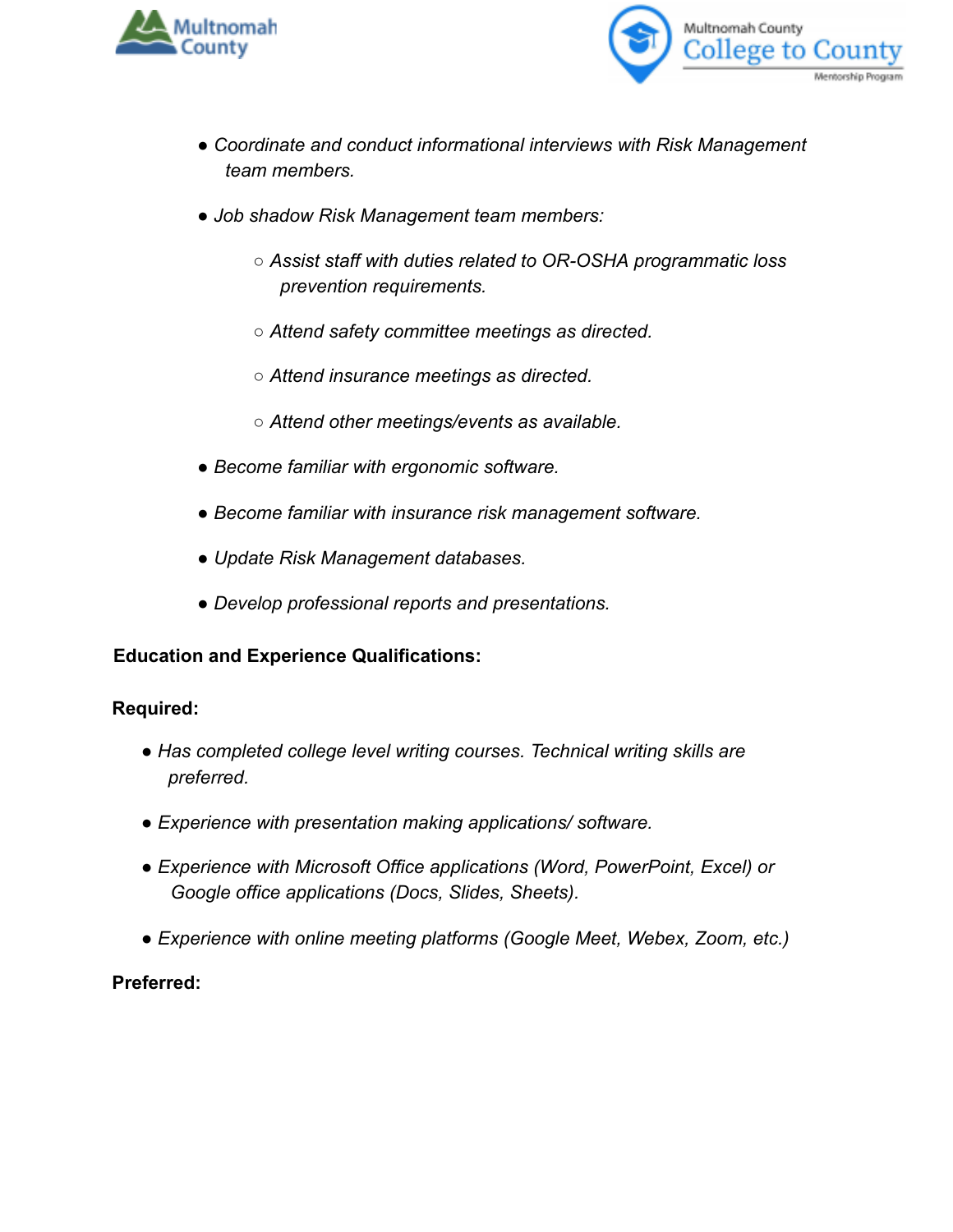- *Coordinate and conduct informational interviews with Risk Management team members.*
- *Job shadow Risk Management team members:*
  - *Assist staff with duties related to OR-OSHA programmatic loss prevention requirements.*
  - *Attend safety committee meetings as directed.*
  - *Attend insurance meetings as directed.*
  - *Attend other meetings/events as available.*
- *Become familiar with ergonomic software.*
- *Become familiar with insurance risk management software.*
- *Update Risk Management databases.*
- *Develop professional reports and presentations.*

**Education and Experience Qualifications:**

**Required:**

- *Has completed college level writing courses. Technical writing skills are preferred.*
- *Experience with presentation making applications/ software.*
- *Experience with Microsoft Office applications (Word, PowerPoint, Excel) or Google office applications (Docs, Slides, Sheets).*
- *Experience with online meeting platforms (Google Meet, Webex, Zoom, etc.)*

**Preferred:**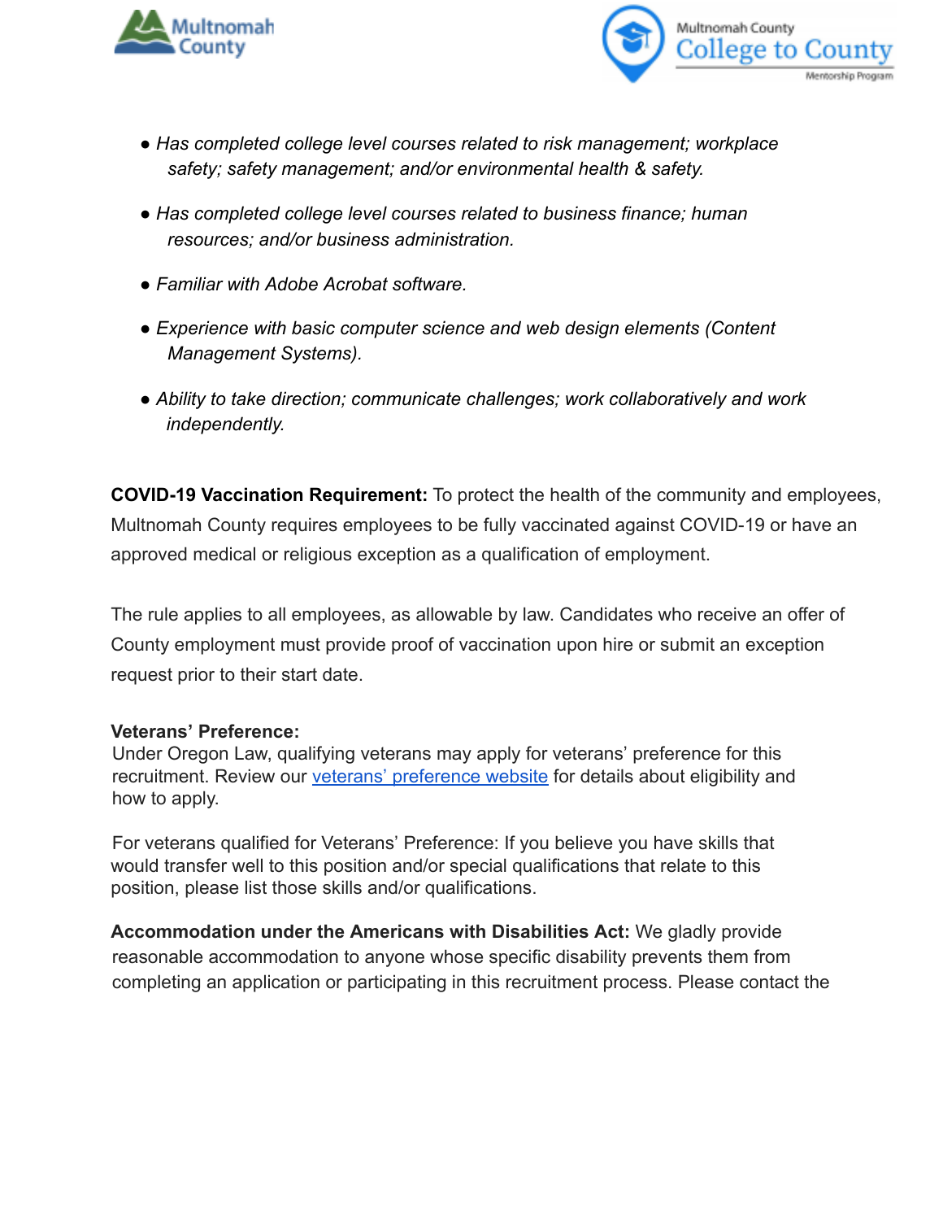- *Has completed college level courses related to risk management; workplace safety; safety management; and/or environmental health & safety.*
- *Has completed college level courses related to business finance; human resources; and/or business administration.*
- *Familiar with Adobe Acrobat software.*
- *Experience with basic computer science and web design elements (Content Management Systems).*
- *Ability to take direction; communicate challenges; work collaboratively and work independently.*

**COVID-19 Vaccination Requirement:** To protect the health of the community and employees, Multnomah County requires employees to be fully vaccinated against COVID-19 or have an approved medical or religious exception as a qualification of employment.

The rule applies to all employees, as allowable by law. Candidates who receive an offer of County employment must provide proof of vaccination upon hire or submit an exception request prior to their start date.

**Veterans' Preference:**
Under Oregon Law, qualifying veterans may apply for veterans' preference for this recruitment. Review our veterans' preference website for details about eligibility and how to apply.

For veterans qualified for Veterans' Preference: If you believe you have skills that would transfer well to this position and/or special qualifications that relate to this position, please list those skills and/or qualifications.

**Accommodation under the Americans with Disabilities Act:** We gladly provide reasonable accommodation to anyone whose specific disability prevents them from completing an application or participating in this recruitment process. Please contact the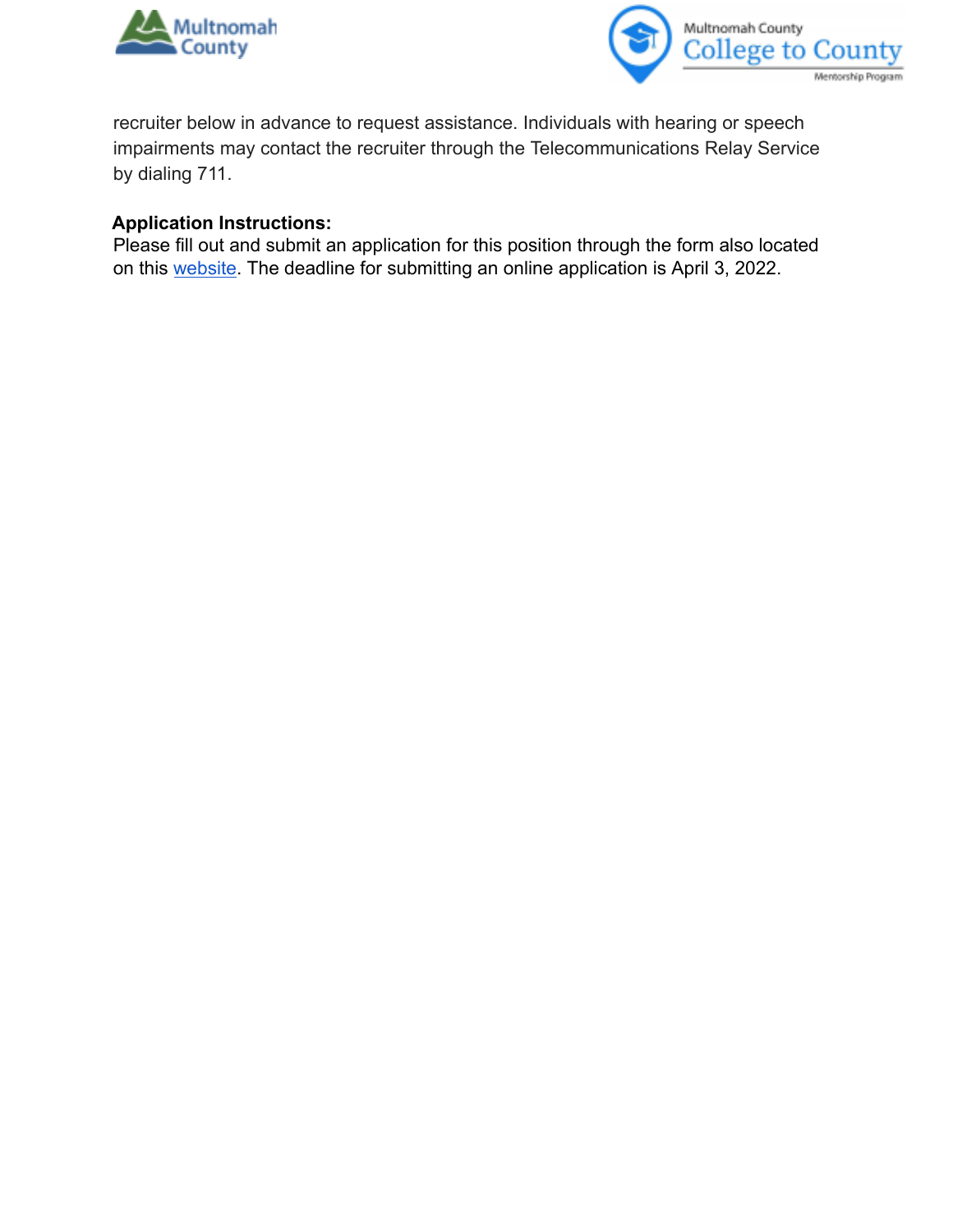recruiter below in advance to request assistance. Individuals with hearing or speech impairments may contact the recruiter through the Telecommunications Relay Service by dialing 711.

**Application Instructions:**
Please fill out and submit an application for this position through the form also located on this website. The deadline for submitting an online application is April 3, 2022.